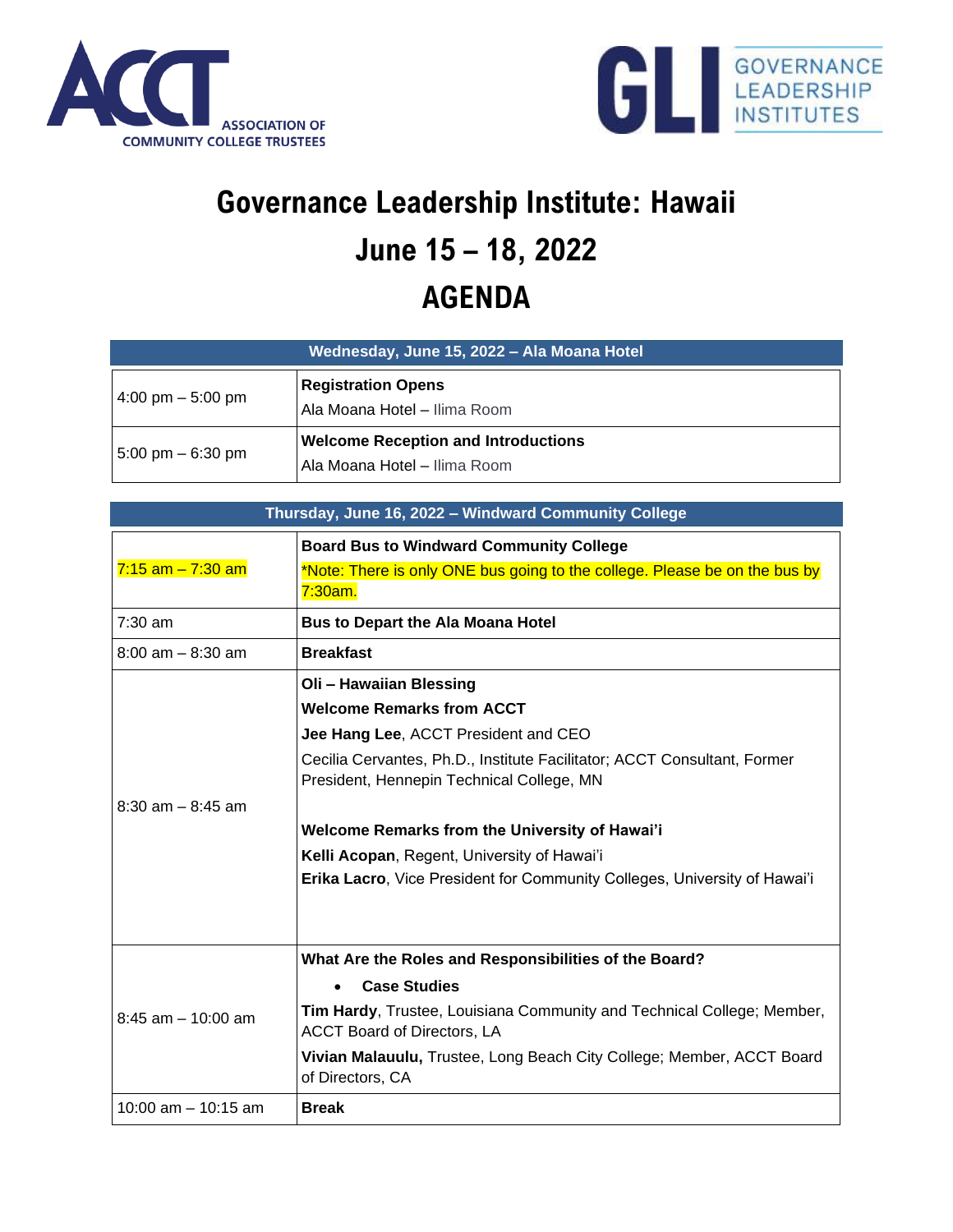ACCT ASSOCIATION OF COMMUNITY COLLEGE TRUSTEES

GLI GOVERNANCE LEADERSHIP INSTITUTES

# Governance Leadership Institute: Hawaii

# June 15 – 18, 2022

# AGENDA

| Wednesday, June 15, 2022 – Ala Moana Hotel | |
|---|---|
| 4:00 pm – 5:00 pm | **Registration Opens**<br>Ala Moana Hotel – Ilima Room |
| 5:00 pm – 6:30 pm | **Welcome Reception and Introductions**<br>Ala Moana Hotel – Ilima Room |

| Thursday, June 16, 2022 – Windward Community College | |
|---|---|
| 7:15 am – 7:30 am | **Board Bus to Windward Community College**<br>*Note: There is only ONE bus going to the college. Please be on the bus by 7:30am. |
| 7:30 am | **Bus to Depart the Ala Moana Hotel** |
| 8:00 am – 8:30 am | **Breakfast** |
| 8:30 am – 8:45 am | **Oli – Hawaiian Blessing**<br>**Welcome Remarks from ACCT**<br>**Jee Hang Lee**, ACCT President and CEO<br>Cecilia Cervantes, Ph.D., Institute Facilitator; ACCT Consultant, Former President, Hennepin Technical College, MN<br><br>**Welcome Remarks from the University of Hawai'i**<br>**Kelli Acopan**, Regent, University of Hawai'i<br>**Erika Lacro**, Vice President for Community Colleges, University of Hawai'i |
| 8:45 am – 10:00 am | **What Are the Roles and Responsibilities of the Board?**<br>• **Case Studies**<br>**Tim Hardy**, Trustee, Louisiana Community and Technical College; Member, ACCT Board of Directors, LA<br>**Vivian Malauulu,** Trustee, Long Beach City College; Member, ACCT Board of Directors, CA |
| 10:00 am – 10:15 am | **Break** |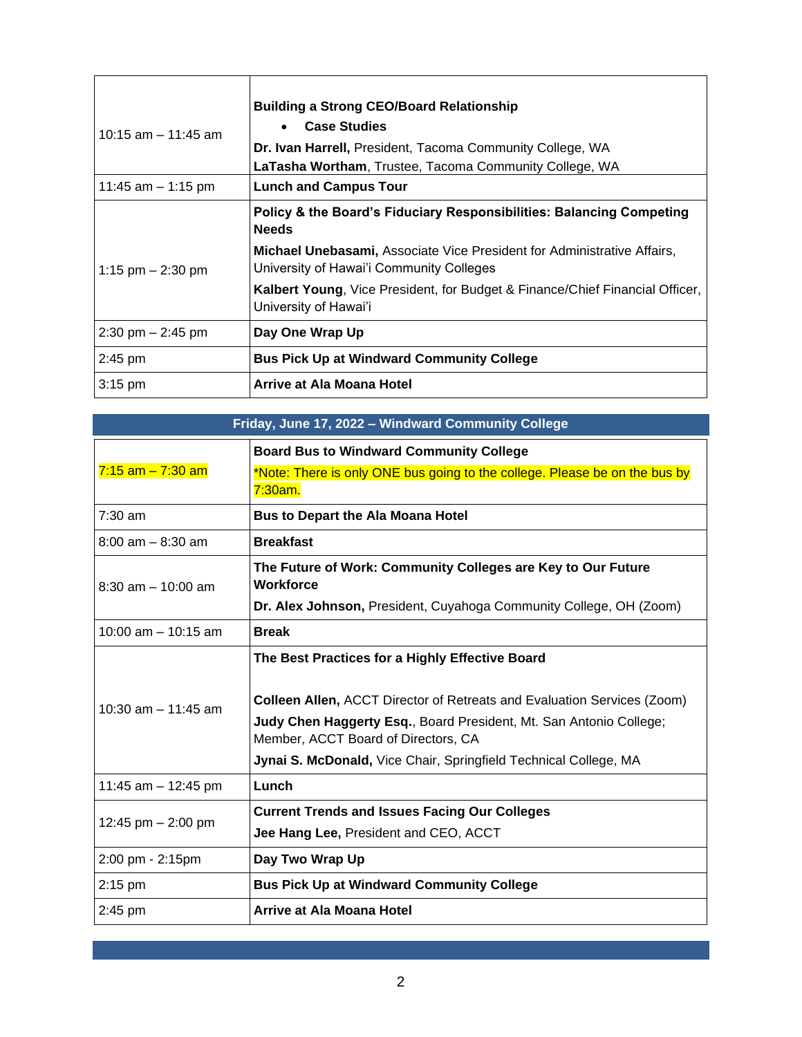| | |
|---|---|
| 10:15 am – 11:45 am | **Building a Strong CEO/Board Relationship**<br>• **Case Studies**<br>**Dr. Ivan Harrell,** President, Tacoma Community College, WA<br>**LaTasha Wortham**, Trustee, Tacoma Community College, WA |
| 11:45 am – 1:15 pm | **Lunch and Campus Tour** |
| 1:15 pm – 2:30 pm | **Policy & the Board's Fiduciary Responsibilities: Balancing Competing Needs**<br>**Michael Unebasami,** Associate Vice President for Administrative Affairs, University of Hawai'i Community Colleges<br>**Kalbert Young**, Vice President, for Budget & Finance/Chief Financial Officer, University of Hawai'i |
| 2:30 pm – 2:45 pm | **Day One Wrap Up** |
| 2:45 pm | **Bus Pick Up at Windward Community College** |
| 3:15 pm | **Arrive at Ala Moana Hotel** |

## Friday, June 17, 2022 – Windward Community College

| | |
|---|---|
| 7:15 am – 7:30 am | **Board Bus to Windward Community College**<br>*Note: There is only ONE bus going to the college. Please be on the bus by 7:30am. |
| 7:30 am | **Bus to Depart the Ala Moana Hotel** |
| 8:00 am – 8:30 am | **Breakfast** |
| 8:30 am – 10:00 am | **The Future of Work: Community Colleges are Key to Our Future Workforce**<br>**Dr. Alex Johnson,** President, Cuyahoga Community College, OH (Zoom) |
| 10:00 am – 10:15 am | **Break** |
| 10:30 am – 11:45 am | **The Best Practices for a Highly Effective Board**<br>**Colleen Allen,** ACCT Director of Retreats and Evaluation Services (Zoom)<br>**Judy Chen Haggerty Esq.**, Board President, Mt. San Antonio College; Member, ACCT Board of Directors, CA<br>**Jynai S. McDonald,** Vice Chair, Springfield Technical College, MA |
| 11:45 am – 12:45 pm | **Lunch** |
| 12:45 pm – 2:00 pm | **Current Trends and Issues Facing Our Colleges**<br>**Jee Hang Lee,** President and CEO, ACCT |
| 2:00 pm - 2:15pm | **Day Two Wrap Up** |
| 2:15 pm | **Bus Pick Up at Windward Community College** |
| 2:45 pm | **Arrive at Ala Moana Hotel** |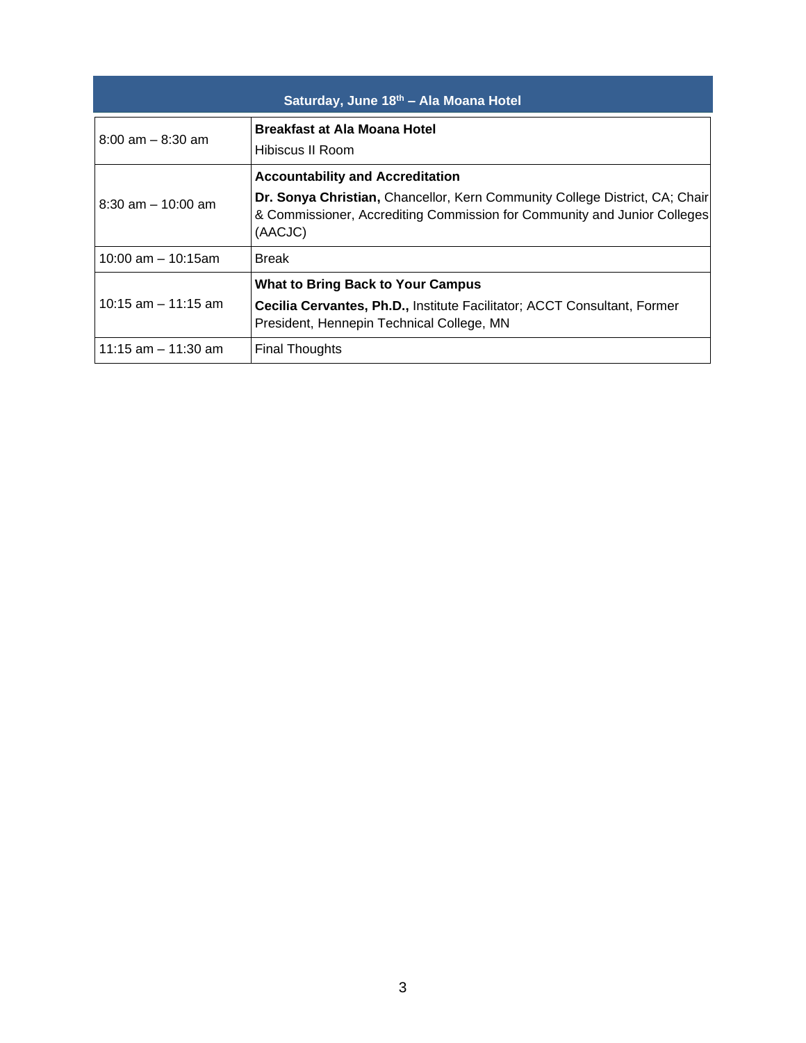| Saturday, June 18th – Ala Moana Hotel | |
|---|---|
| 8:00 am – 8:30 am | **Breakfast at Ala Moana Hotel**<br>Hibiscus II Room |
| 8:30 am – 10:00 am | **Accountability and Accreditation**<br>**Dr. Sonya Christian,** Chancellor, Kern Community College District, CA; Chair & Commissioner, Accrediting Commission for Community and Junior Colleges (AACJC) |
| 10:00 am – 10:15am | Break |
| 10:15 am – 11:15 am | **What to Bring Back to Your Campus**<br>**Cecilia Cervantes, Ph.D.,** Institute Facilitator; ACCT Consultant, Former President, Hennepin Technical College, MN |
| 11:15 am – 11:30 am | Final Thoughts |